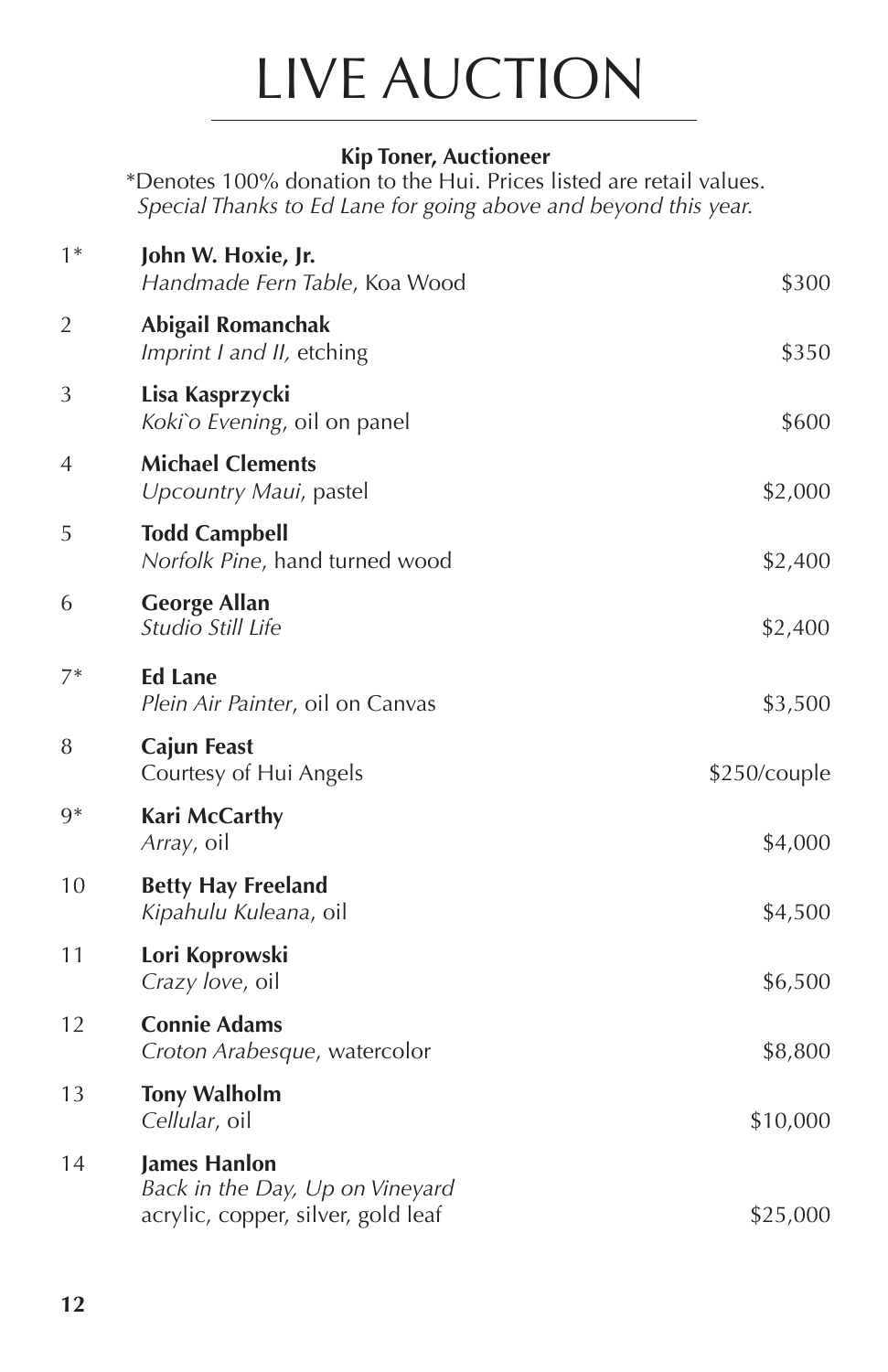# LIVE AUCTION

**Kip Toner, Auctioneer**

*Denotes 100% donation to the Hui. Prices listed are retail values.

*Special Thanks to Ed Lane for going above and beyond this year.*

| | | |
|---|---|---|
| 1* | **John W. Hoxie, Jr.**<br>*Handmade Fern Table*, Koa Wood | $300 |
| 2 | **Abigail Romanchak**<br>*Imprint I and II,* etching | $350 |
| 3 | **Lisa Kasprzycki**<br>*Koki`o Evening*, oil on panel | $600 |
| 4 | **Michael Clements**<br>*Upcountry Maui*, pastel | $2,000 |
| 5 | **Todd Campbell**<br>*Norfolk Pine*, hand turned wood | $2,400 |
| 6 | **George Allan**<br>*Studio Still Life* | $2,400 |
| 7* | **Ed Lane**<br>*Plein Air Painter*, oil on Canvas | $3,500 |
| 8 | **Cajun Feast**<br>Courtesy of Hui Angels | $250/couple |
| 9* | **Kari McCarthy**<br>*Array*, oil | $4,000 |
| 10 | **Betty Hay Freeland**<br>*Kipahulu Kuleana*, oil | $4,500 |
| 11 | **Lori Koprowski**<br>*Crazy love*, oil | $6,500 |
| 12 | **Connie Adams**<br>*Croton Arabesque*, watercolor | $8,800 |
| 13 | **Tony Walholm**<br>*Cellular*, oil | $10,000 |
| 14 | **James Hanlon**<br>*Back in the Day, Up on Vineyard*<br>acrylic, copper, silver, gold leaf | $25,000 |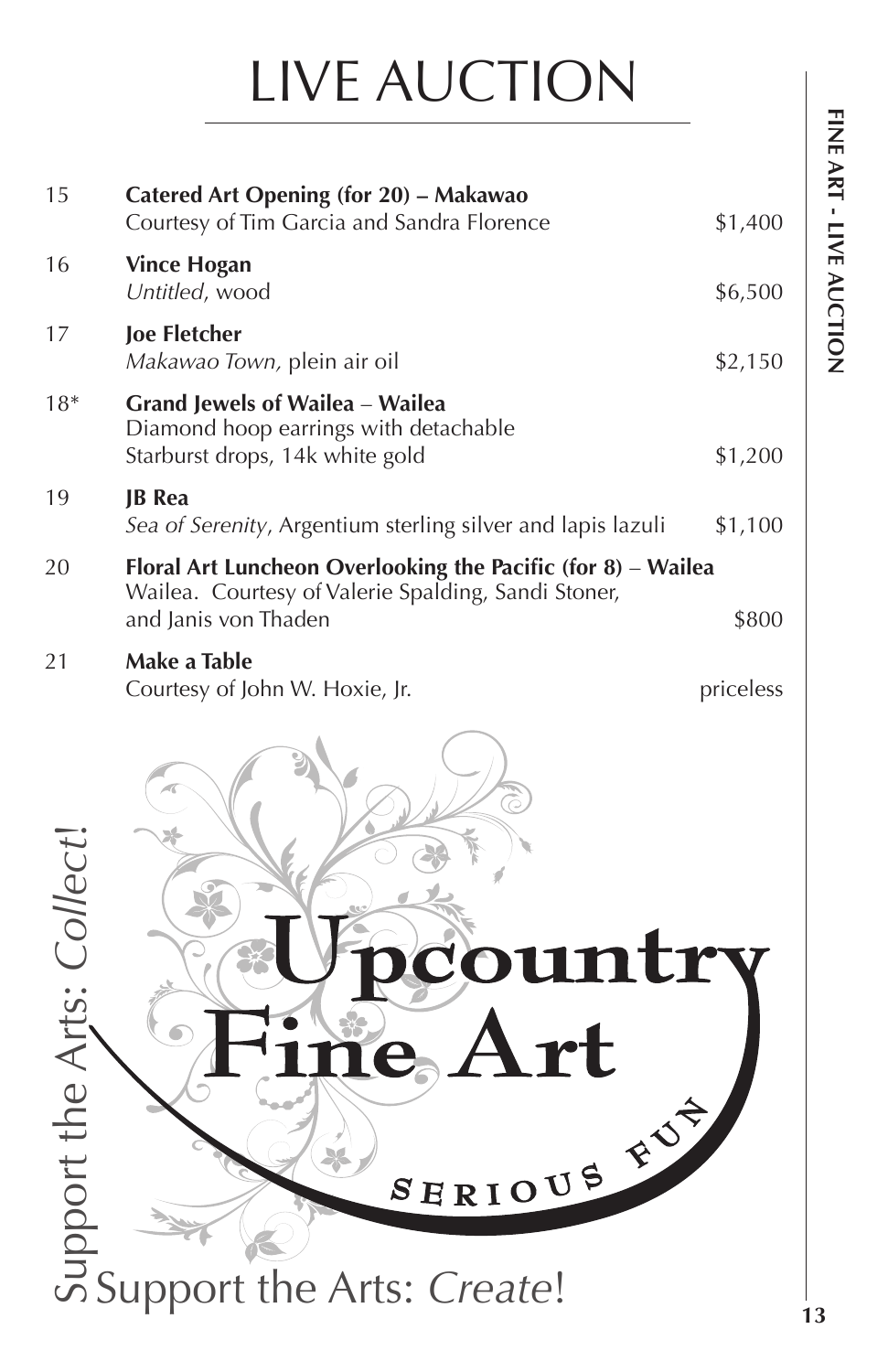# LIVE AUCTION

| | | |
|---|---|---|
| 15 | **Catered Art Opening (for 20) – Makawao**<br>Courtesy of Tim Garcia and Sandra Florence | $1,400 |
| 16 | **Vince Hogan**<br>*Untitled*, wood | $6,500 |
| 17 | **Joe Fletcher**<br>*Makawao Town,* plein air oil | $2,150 |
| 18* | **Grand Jewels of Wailea – Wailea**<br>Diamond hoop earrings with detachable Starburst drops, 14k white gold | $1,200 |
| 19 | **JB Rea**<br>*Sea of Serenity*, Argentium sterling silver and lapis lazuli | $1,100 |
| 20 | **Floral Art Luncheon Overlooking the Pacific (for 8) – Wailea**<br>Wailea. Courtesy of Valerie Spalding, Sandi Stoner, and Janis von Thaden | $800 |
| 21 | **Make a Table**<br>Courtesy of John W. Hoxie, Jr. | priceless |

Support the Arts: *Collect*!

**Upcountry Fine Art**

SERIOUS FUN

Support the Arts: *Create*!